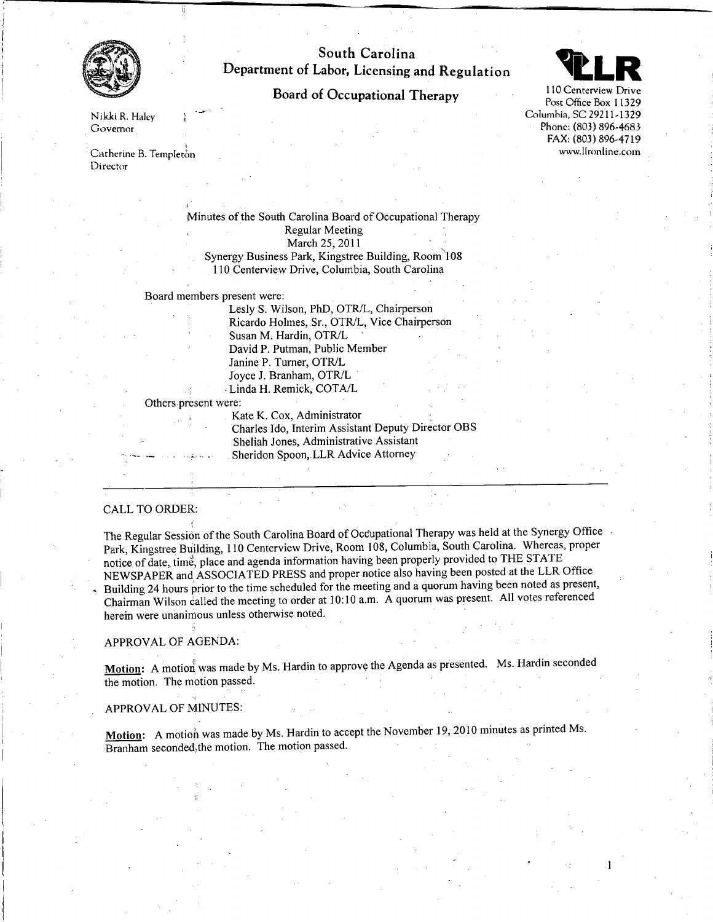# South Carolina Department of Labor, Licensing and Regulation

## Board of Occupational Therapy

Nikki R. Haley
Governor

Catherine B. Templeton
Director

110 Centerview Drive
Post Office Box 11329
Columbia, SC 29211-1329
Phone: (803) 896-4683
FAX: (803) 896-4719
www.llronline.com

Minutes of the South Carolina Board of Occupational Therapy
Regular Meeting
March 25, 2011
Synergy Business Park, Kingstree Building, Room 108
110 Centerview Drive, Columbia, South Carolina

Board members present were:

- Lesly S. Wilson, PhD, OTR/L, Chairperson
- Ricardo Holmes, Sr., OTR/L, Vice Chairperson
- Susan M. Hardin, OTR/L
- David P. Putman, Public Member
- Janine P. Turner, OTR/L
- Joyce J. Branham, OTR/L
- Linda H. Remick, COTA/L

Others present were:

- Kate K. Cox, Administrator
- Charles Ido, Interim Assistant Deputy Director OBS
- Sheliah Jones, Administrative Assistant
- Sheridon Spoon, LLR Advice Attorney

---

CALL TO ORDER:

The Regular Session of the South Carolina Board of Occupational Therapy was held at the Synergy Office Park, Kingstree Building, 110 Centerview Drive, Room 108, Columbia, South Carolina. Whereas, proper notice of date, time, place and agenda information having been properly provided to THE STATE NEWSPAPER and ASSOCIATED PRESS and proper notice also having been posted at the LLR Office Building 24 hours prior to the time scheduled for the meeting and a quorum having been noted as present, Chairman Wilson called the meeting to order at 10:10 a.m. A quorum was present. All votes referenced herein were unanimous unless otherwise noted.

APPROVAL OF AGENDA:

**Motion:** A motion was made by Ms. Hardin to approve the Agenda as presented. Ms. Hardin seconded the motion. The motion passed.

APPROVAL OF MINUTES:

**Motion:** A motion was made by Ms. Hardin to accept the November 19, 2010 minutes as printed Ms. Branham seconded the motion. The motion passed.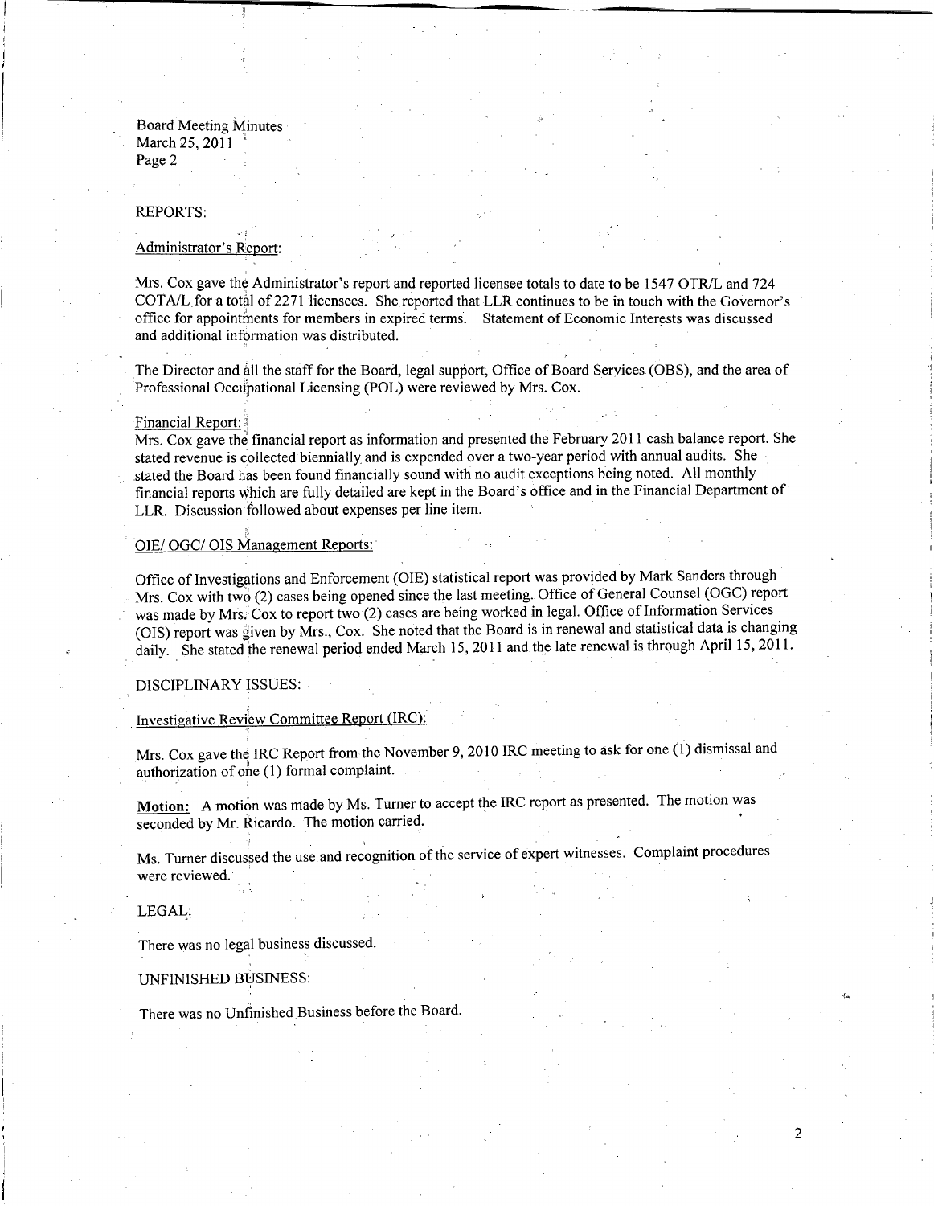Board Meeting Minutes
March 25, 2011
Page 2

REPORTS:

Administrator's Report:

Mrs. Cox gave the Administrator's report and reported licensee totals to date to be 1547 OTR/L and 724 COTA/L for a total of 2271 licensees. She reported that LLR continues to be in touch with the Governor's office for appointments for members in expired terms. Statement of Economic Interests was discussed and additional information was distributed.

The Director and all the staff for the Board, legal support, Office of Board Services (OBS), and the area of Professional Occupational Licensing (POL) were reviewed by Mrs. Cox.

Financial Report:
Mrs. Cox gave the financial report as information and presented the February 2011 cash balance report. She stated revenue is collected biennially and is expended over a two-year period with annual audits. She stated the Board has been found financially sound with no audit exceptions being noted. All monthly financial reports which are fully detailed are kept in the Board's office and in the Financial Department of LLR. Discussion followed about expenses per line item.

OIE/ OGC/ OIS Management Reports:

Office of Investigations and Enforcement (OIE) statistical report was provided by Mark Sanders through Mrs. Cox with two (2) cases being opened since the last meeting. Office of General Counsel (OGC) report was made by Mrs. Cox to report two (2) cases are being worked in legal. Office of Information Services (OIS) report was given by Mrs., Cox. She noted that the Board is in renewal and statistical data is changing daily. She stated the renewal period ended March 15, 2011 and the late renewal is through April 15, 2011.

DISCIPLINARY ISSUES:

Investigative Review Committee Report (IRC):

Mrs. Cox gave the IRC Report from the November 9, 2010 IRC meeting to ask for one (1) dismissal and authorization of one (1) formal complaint.

**Motion:** A motion was made by Ms. Turner to accept the IRC report as presented. The motion was seconded by Mr. Ricardo. The motion carried.

Ms. Turner discussed the use and recognition of the service of expert witnesses. Complaint procedures were reviewed.

LEGAL:

There was no legal business discussed.

UNFINISHED BUSINESS:

There was no Unfinished Business before the Board.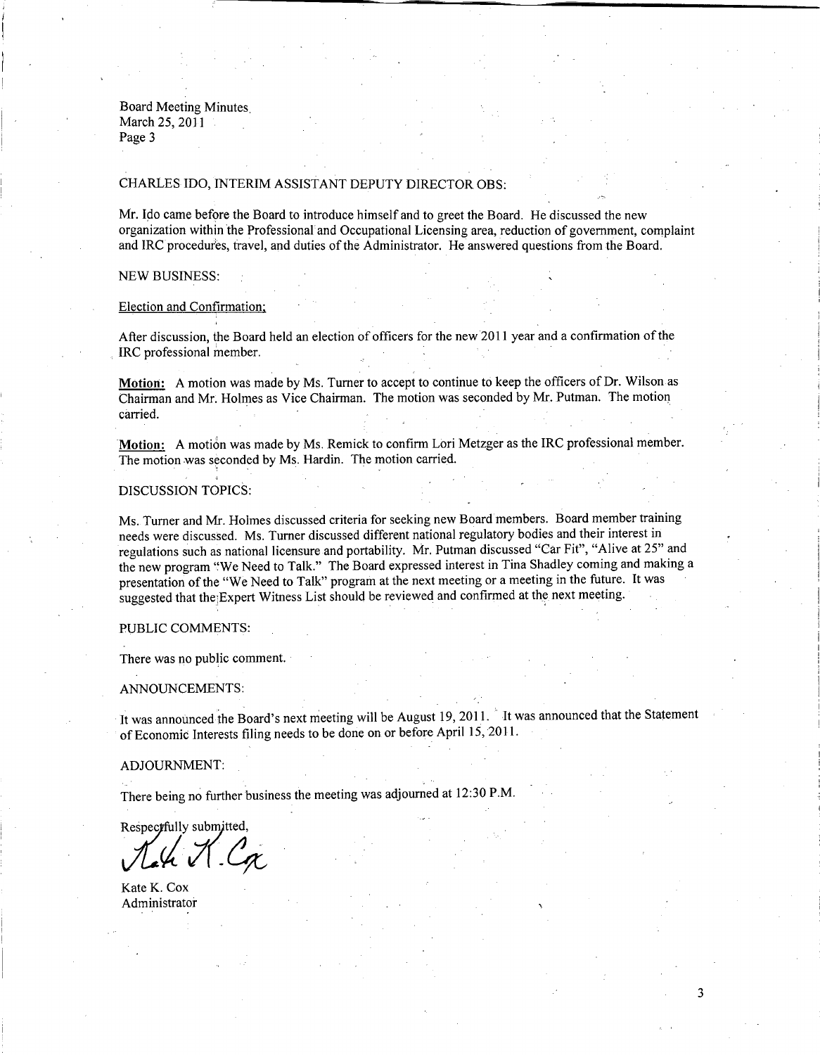Board Meeting Minutes
March 25, 2011
Page 3

CHARLES IDO, INTERIM ASSISTANT DEPUTY DIRECTOR OBS:

Mr. Ido came before the Board to introduce himself and to greet the Board. He discussed the new organization within the Professional and Occupational Licensing area, reduction of government, complaint and IRC procedures, travel, and duties of the Administrator. He answered questions from the Board.

NEW BUSINESS:

Election and Confirmation:

After discussion, the Board held an election of officers for the new 2011 year and a confirmation of the IRC professional member.

**Motion:** A motion was made by Ms. Turner to accept to continue to keep the officers of Dr. Wilson as Chairman and Mr. Holmes as Vice Chairman. The motion was seconded by Mr. Putman. The motion carried.

**Motion:** A motion was made by Ms. Remick to confirm Lori Metzger as the IRC professional member. The motion was seconded by Ms. Hardin. The motion carried.

DISCUSSION TOPICS:

Ms. Turner and Mr. Holmes discussed criteria for seeking new Board members. Board member training needs were discussed. Ms. Turner discussed different national regulatory bodies and their interest in regulations such as national licensure and portability. Mr. Putman discussed "Car Fit", "Alive at 25" and the new program "We Need to Talk." The Board expressed interest in Tina Shadley coming and making a presentation of the "We Need to Talk" program at the next meeting or a meeting in the future. It was suggested that the Expert Witness List should be reviewed and confirmed at the next meeting.

PUBLIC COMMENTS:

There was no public comment.

ANNOUNCEMENTS:

It was announced the Board's next meeting will be August 19, 2011. It was announced that the Statement of Economic Interests filing needs to be done on or before April 15, 2011.

ADJOURNMENT:

There being no further business the meeting was adjourned at 12:30 P.M.

Respectfully submitted,

Kate K. Cox

Kate K. Cox
Administrator